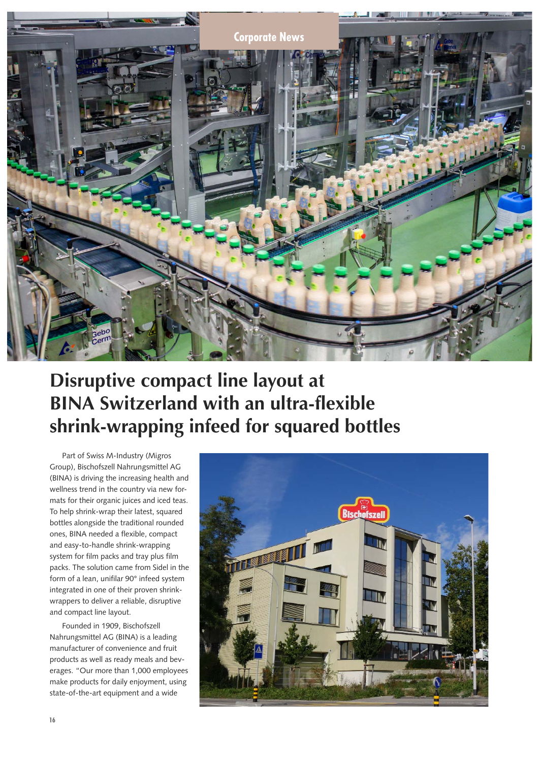Corporate News

# Disruptive compact line layout at BINA Switzerland with an ultra-flexible shrink-wrapping infeed for squared bottles

Part of Swiss M-Industry (Migros Group), Bischofszell Nahrungsmittel AG (BINA) is driving the increasing health and wellness trend in the country via new formats for their organic juices and iced teas. To help shrink-wrap their latest, squared bottles alongside the traditional rounded ones, BINA needed a flexible, compact and easy-to-handle shrink-wrapping system for film packs and tray plus film packs. The solution came from Sidel in the form of a lean, unifilar 90° infeed system integrated in one of their proven shrink-wrappers to deliver a reliable, disruptive and compact line layout.

Founded in 1909, Bischofszell Nahrungsmittel AG (BINA) is a leading manufacturer of convenience and fruit products as well as ready meals and beverages. "Our more than 1,000 employees make products for daily enjoyment, using state-of-the-art equipment and a wide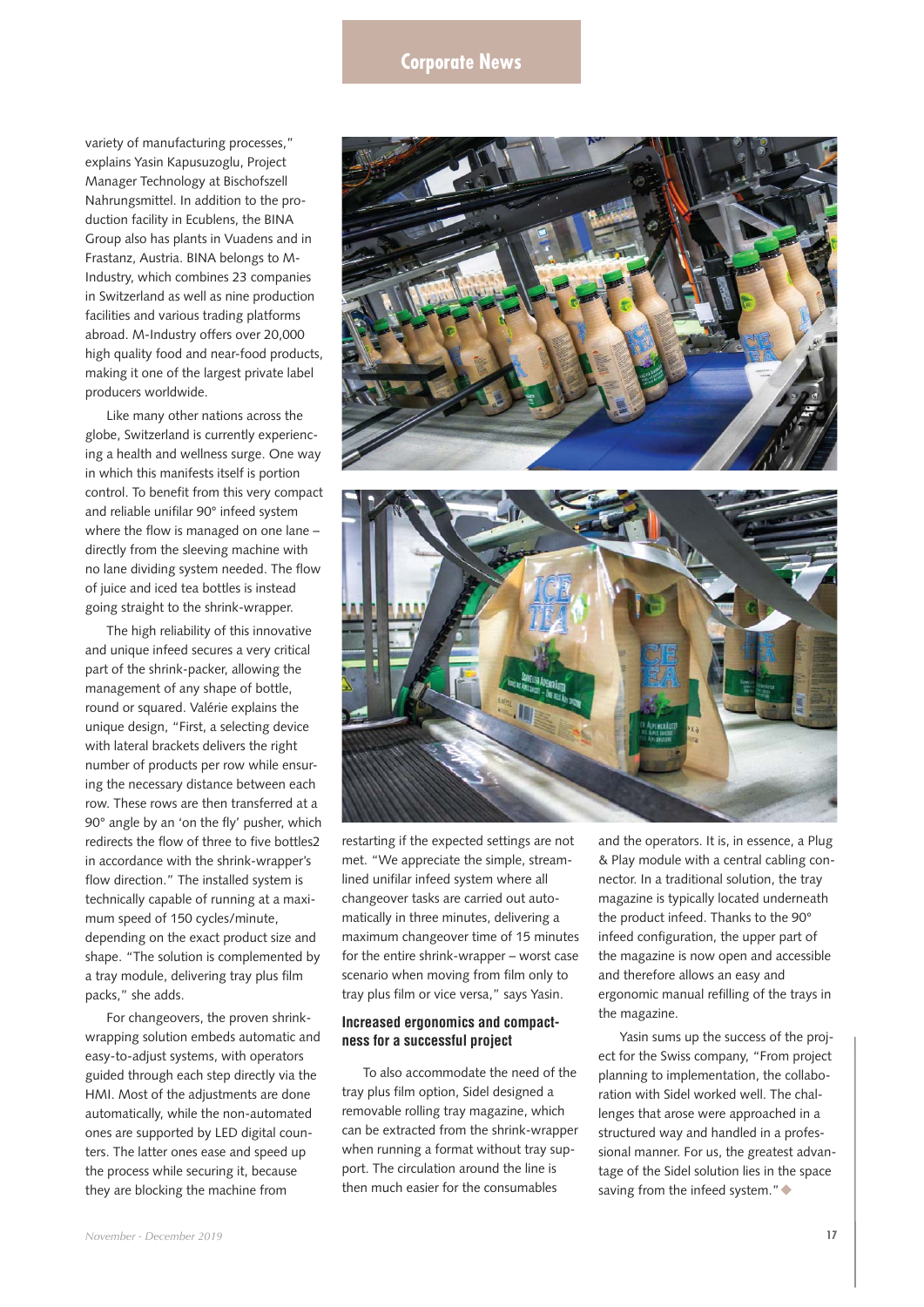variety of manufacturing processes," explains Yasin Kapusuzoglu, Project Manager Technology at Bischofszell Nahrungsmittel. In addition to the production facility in Ecublens, the BINA Group also has plants in Vuadens and in Frastanz, Austria. BINA belongs to M-Industry, which combines 23 companies in Switzerland as well as nine production facilities and various trading platforms abroad. M-Industry offers over 20,000 high quality food and near-food products, making it one of the largest private label producers worldwide.

Like many other nations across the globe, Switzerland is currently experiencing a health and wellness surge. One way in which this manifests itself is portion control. To benefit from this very compact and reliable unifilar 90° infeed system where the flow is managed on one lane – directly from the sleeving machine with no lane dividing system needed. The flow of juice and iced tea bottles is instead going straight to the shrink-wrapper.

The high reliability of this innovative and unique infeed secures a very critical part of the shrink-packer, allowing the management of any shape of bottle, round or squared. Valérie explains the unique design, "First, a selecting device with lateral brackets delivers the right number of products per row while ensuring the necessary distance between each row. These rows are then transferred at a 90° angle by an 'on the fly' pusher, which redirects the flow of three to five bottles2 in accordance with the shrink-wrapper's flow direction." The installed system is technically capable of running at a maximum speed of 150 cycles/minute, depending on the exact product size and shape. "The solution is complemented by a tray module, delivering tray plus film packs," she adds.

For changeovers, the proven shrink-wrapping solution embeds automatic and easy-to-adjust systems, with operators guided through each step directly via the HMI. Most of the adjustments are done automatically, while the non-automated ones are supported by LED digital counters. The latter ones ease and speed up the process while securing it, because they are blocking the machine from restarting if the expected settings are not met. "We appreciate the simple, streamlined unifilar infeed system where all changeover tasks are carried out automatically in three minutes, delivering a maximum changeover time of 15 minutes for the entire shrink-wrapper – worst case scenario when moving from film only to tray plus film or vice versa," says Yasin.

### Increased ergonomics and compactness for a successful project

To also accommodate the need of the tray plus film option, Sidel designed a removable rolling tray magazine, which can be extracted from the shrink-wrapper when running a format without tray support. The circulation around the line is then much easier for the consumables and the operators. It is, in essence, a Plug & Play module with a central cabling connector. In a traditional solution, the tray magazine is typically located underneath the product infeed. Thanks to the 90° infeed configuration, the upper part of the magazine is now open and accessible and therefore allows an easy and ergonomic manual refilling of the trays in the magazine.

Yasin sums up the success of the project for the Swiss company, "From project planning to implementation, the collaboration with Sidel worked well. The challenges that arose were approached in a structured way and handled in a professional manner. For us, the greatest advantage of the Sidel solution lies in the space saving from the infeed system." ◆